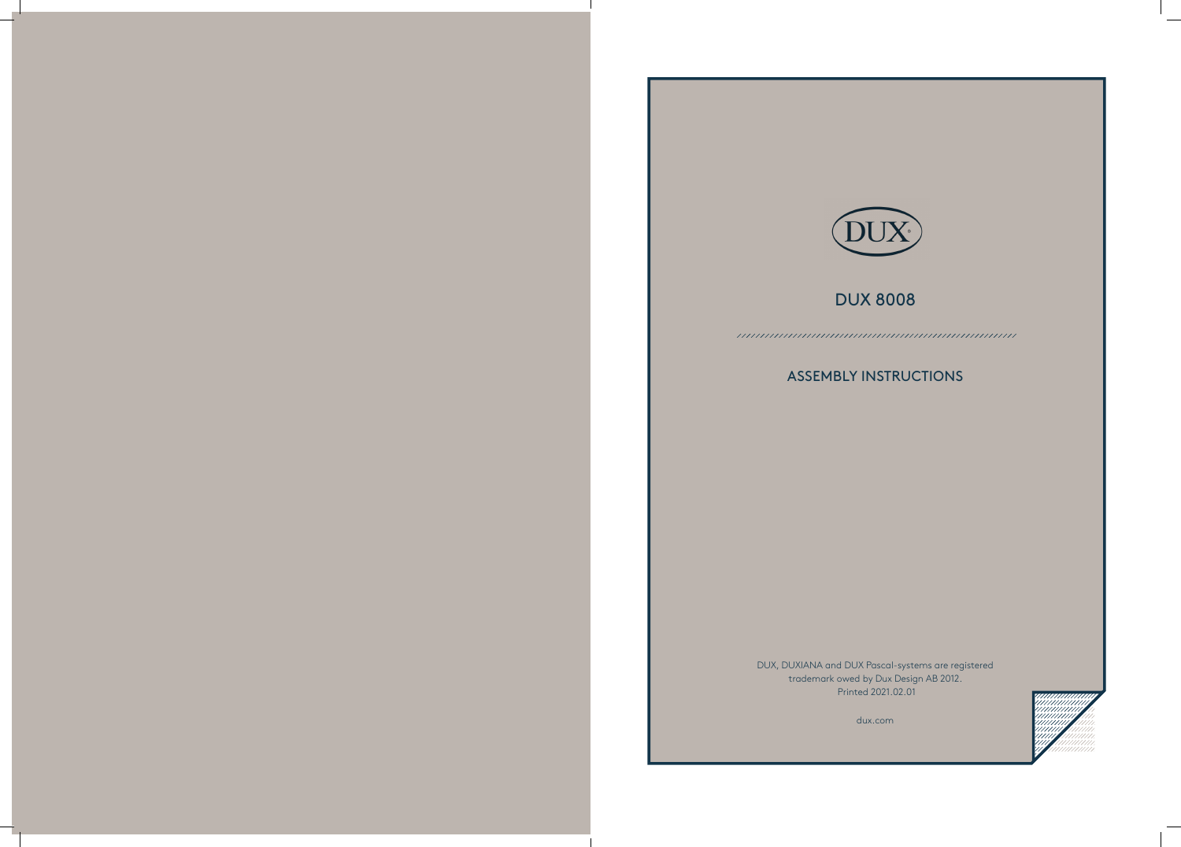DUX

# DUX 8008

## ASSEMBLY INSTRUCTIONS

DUX, DUXIANA and DUX Pascal-systems are registered trademark owed by Dux Design AB 2012.
Printed 2021.02.01

dux.com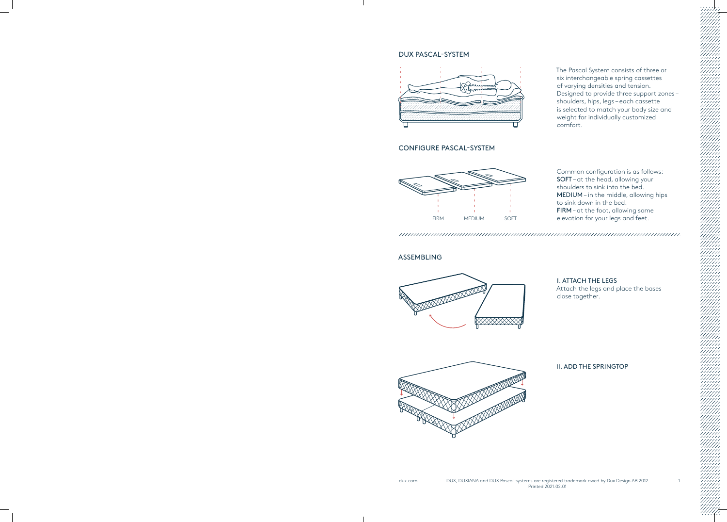## DUX PASCAL-SYSTEM

The Pascal System consists of three or six interchangeable spring cassettes of varying densities and tension. Designed to provide three support zones – shoulders, hips, legs – each cassette is selected to match your body size and weight for individually customized comfort.

## CONFIGURE PASCAL-SYSTEM

FIRM MEDIUM SOFT

Common configuration is as follows:
**SOFT** – at the head, allowing your shoulders to sink into the bed.
**MEDIUM** – in the middle, allowing hips to sink down in the bed.
**FIRM** – at the foot, allowing some elevation for your legs and feet.

## ASSEMBLING

### I. ATTACH THE LEGS

Attach the legs and place the bases close together.

### II. ADD THE SPRINGTOP

dux.com

DUX, DUXIANA and DUX Pascal-systems are registered trademark owed by Dux Design AB 2012.
Printed 2021.02.01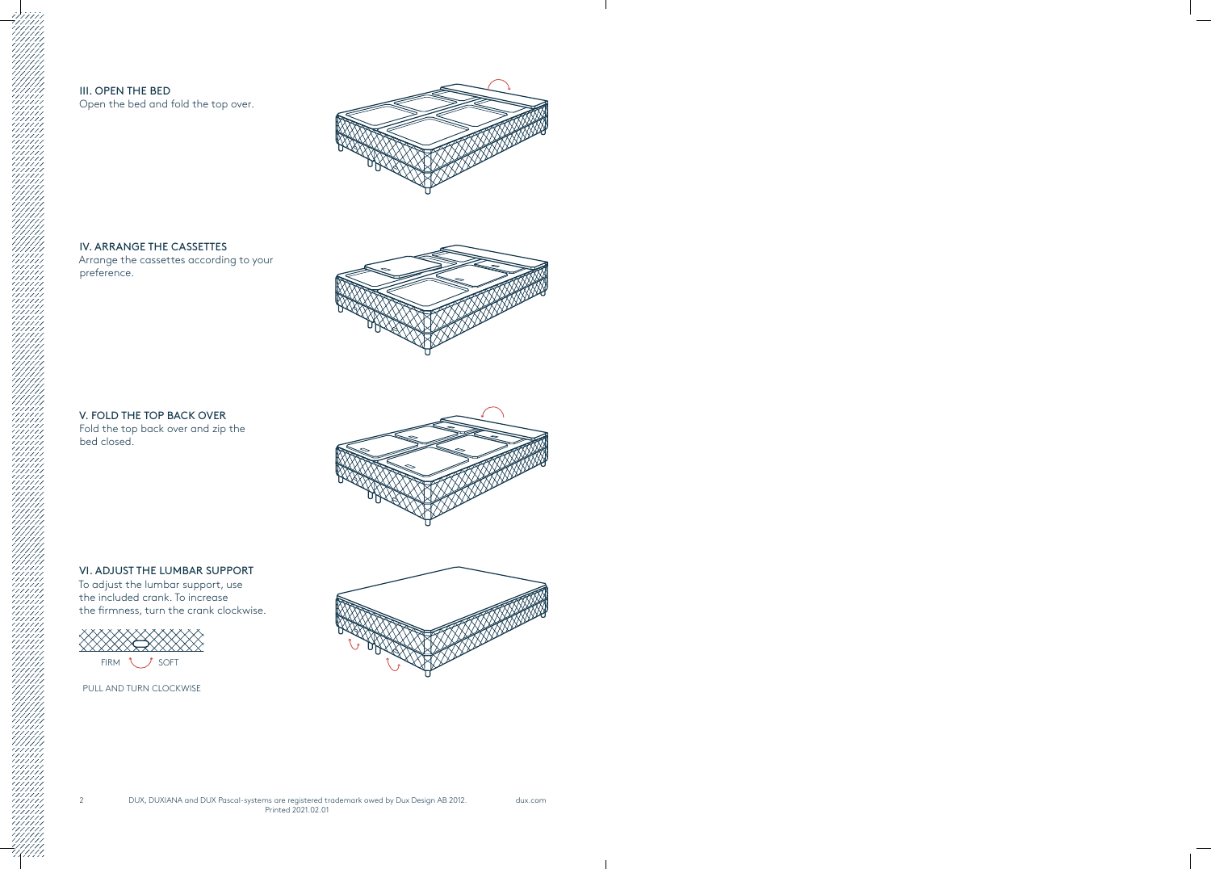### III. OPEN THE BED

Open the bed and fold the top over.

### IV. ARRANGE THE CASSETTES

Arrange the cassettes according to your preference.

### V. FOLD THE TOP BACK OVER

Fold the top back over and zip the bed closed.

### VI. ADJUST THE LUMBAR SUPPORT

To adjust the lumbar support, use the included crank. To increase the firmness, turn the crank clockwise.

FIRM SOFT

PULL AND TURN CLOCKWISE

DUX, DUXIANA and DUX Pascal-systems are registered trademark owed by Dux Design AB 2012.
Printed 2021.02.01

dux.com